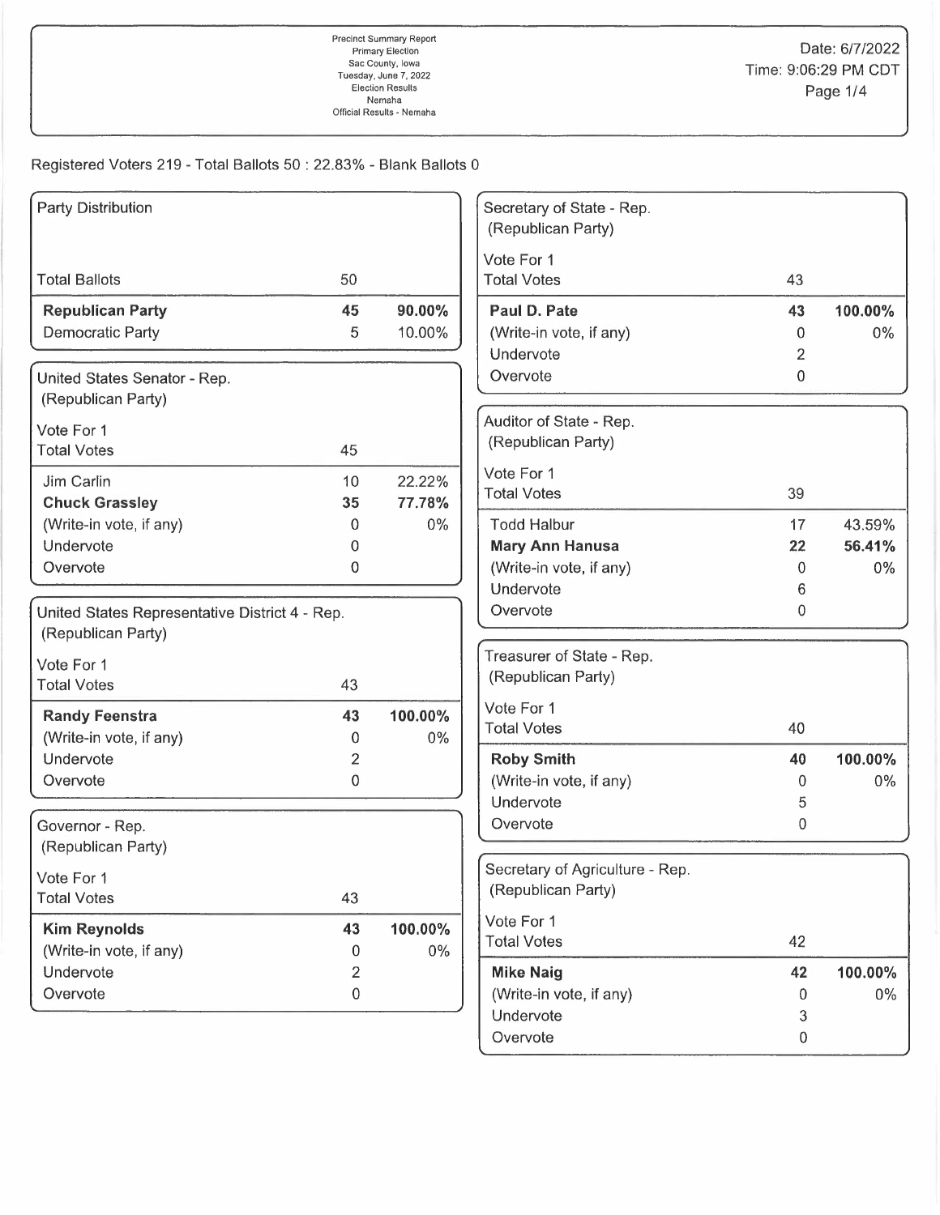Precinct Summary Report
Primary Election
Sac County, Iowa
Tuesday, June 7, 2022
Election Results
Nemaha
Official Results - Nemaha

Date: 6/7/2022
Time: 9:06:29 PM CDT

Registered Voters 219 - Total Ballots 50 : 22.83% - Blank Ballots 0

### Party Distribution

| | | |
|---|---|---|
| Total Ballots | 50 | |
| **Republican Party** | **45** | **90.00%** |
| Democratic Party | 5 | 10.00% |

### United States Senator - Rep. (Republican Party)

| Vote For 1 | | |
|---|---|---|
| Total Votes | 45 | |
| Jim Carlin | 10 | 22.22% |
| **Chuck Grassley** | **35** | **77.78%** |
| (Write-in vote, if any) | 0 | 0% |
| Undervote | 0 | |
| Overvote | 0 | |

### United States Representative District 4 - Rep. (Republican Party)

| Vote For 1 | | |
|---|---|---|
| Total Votes | 43 | |
| **Randy Feenstra** | **43** | **100.00%** |
| (Write-in vote, if any) | 0 | 0% |
| Undervote | 2 | |
| Overvote | 0 | |

### Governor - Rep. (Republican Party)

| Vote For 1 | | |
|---|---|---|
| Total Votes | 43 | |
| **Kim Reynolds** | **43** | **100.00%** |
| (Write-in vote, if any) | 0 | 0% |
| Undervote | 2 | |
| Overvote | 0 | |

### Secretary of State - Rep. (Republican Party)

| Vote For 1 | | |
|---|---|---|
| Total Votes | 43 | |
| **Paul D. Pate** | **43** | **100.00%** |
| (Write-in vote, if any) | 0 | 0% |
| Undervote | 2 | |
| Overvote | 0 | |

### Auditor of State - Rep. (Republican Party)

| Vote For 1 | | |
|---|---|---|
| Total Votes | 39 | |
| Todd Halbur | 17 | 43.59% |
| **Mary Ann Hanusa** | **22** | **56.41%** |
| (Write-in vote, if any) | 0 | 0% |
| Undervote | 6 | |
| Overvote | 0 | |

### Treasurer of State - Rep. (Republican Party)

| Vote For 1 | | |
|---|---|---|
| Total Votes | 40 | |
| **Roby Smith** | **40** | **100.00%** |
| (Write-in vote, if any) | 0 | 0% |
| Undervote | 5 | |
| Overvote | 0 | |

### Secretary of Agriculture - Rep. (Republican Party)

| Vote For 1 | | |
|---|---|---|
| Total Votes | 42 | |
| **Mike Naig** | **42** | **100.00%** |
| (Write-in vote, if any) | 0 | 0% |
| Undervote | 3 | |
| Overvote | 0 | |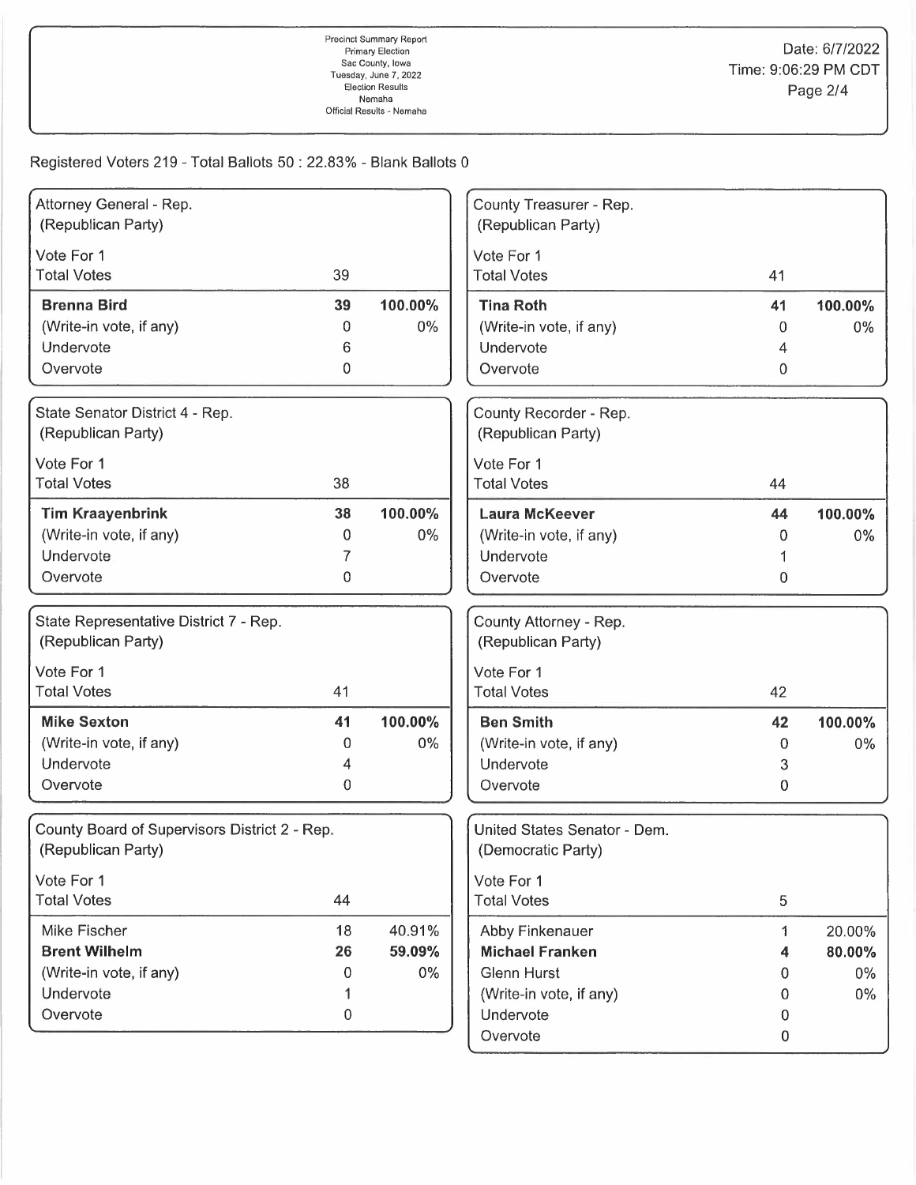Precinct Summary Report
Primary Election
Sac County, Iowa
Tuesday, June 7, 2022
Election Results
Nemaha
Official Results - Nemaha

Date: 6/7/2022
Time: 9:06:29 PM CDT

Registered Voters 219 - Total Ballots 50 : 22.83% - Blank Ballots 0

### Attorney General - Rep. (Republican Party)

Vote For 1

| Total Votes | 39 | |
|---|---|---|
| **Brenna Bird** | **39** | **100.00%** |
| (Write-in vote, if any) | 0 | 0% |
| Undervote | 6 | |
| Overvote | 0 | |

### State Senator District 4 - Rep. (Republican Party)

Vote For 1

| Total Votes | 38 | |
|---|---|---|
| **Tim Kraayenbrink** | **38** | **100.00%** |
| (Write-in vote, if any) | 0 | 0% |
| Undervote | 7 | |
| Overvote | 0 | |

### State Representative District 7 - Rep. (Republican Party)

Vote For 1

| Total Votes | 41 | |
|---|---|---|
| **Mike Sexton** | **41** | **100.00%** |
| (Write-in vote, if any) | 0 | 0% |
| Undervote | 4 | |
| Overvote | 0 | |

### County Board of Supervisors District 2 - Rep. (Republican Party)

Vote For 1

| Total Votes | 44 | |
|---|---|---|
| Mike Fischer | 18 | 40.91% |
| **Brent Wilhelm** | **26** | **59.09%** |
| (Write-in vote, if any) | 0 | 0% |
| Undervote | 1 | |
| Overvote | 0 | |

### County Treasurer - Rep. (Republican Party)

Vote For 1

| Total Votes | 41 | |
|---|---|---|
| **Tina Roth** | **41** | **100.00%** |
| (Write-in vote, if any) | 0 | 0% |
| Undervote | 4 | |
| Overvote | 0 | |

### County Recorder - Rep. (Republican Party)

Vote For 1

| Total Votes | 44 | |
|---|---|---|
| **Laura McKeever** | **44** | **100.00%** |
| (Write-in vote, if any) | 0 | 0% |
| Undervote | 1 | |
| Overvote | 0 | |

### County Attorney - Rep. (Republican Party)

Vote For 1

| Total Votes | 42 | |
|---|---|---|
| **Ben Smith** | **42** | **100.00%** |
| (Write-in vote, if any) | 0 | 0% |
| Undervote | 3 | |
| Overvote | 0 | |

### United States Senator - Dem. (Democratic Party)

Vote For 1

| Total Votes | 5 | |
|---|---|---|
| Abby Finkenauer | 1 | 20.00% |
| **Michael Franken** | **4** | **80.00%** |
| Glenn Hurst | 0 | 0% |
| (Write-in vote, if any) | 0 | 0% |
| Undervote | 0 | |
| Overvote | 0 | |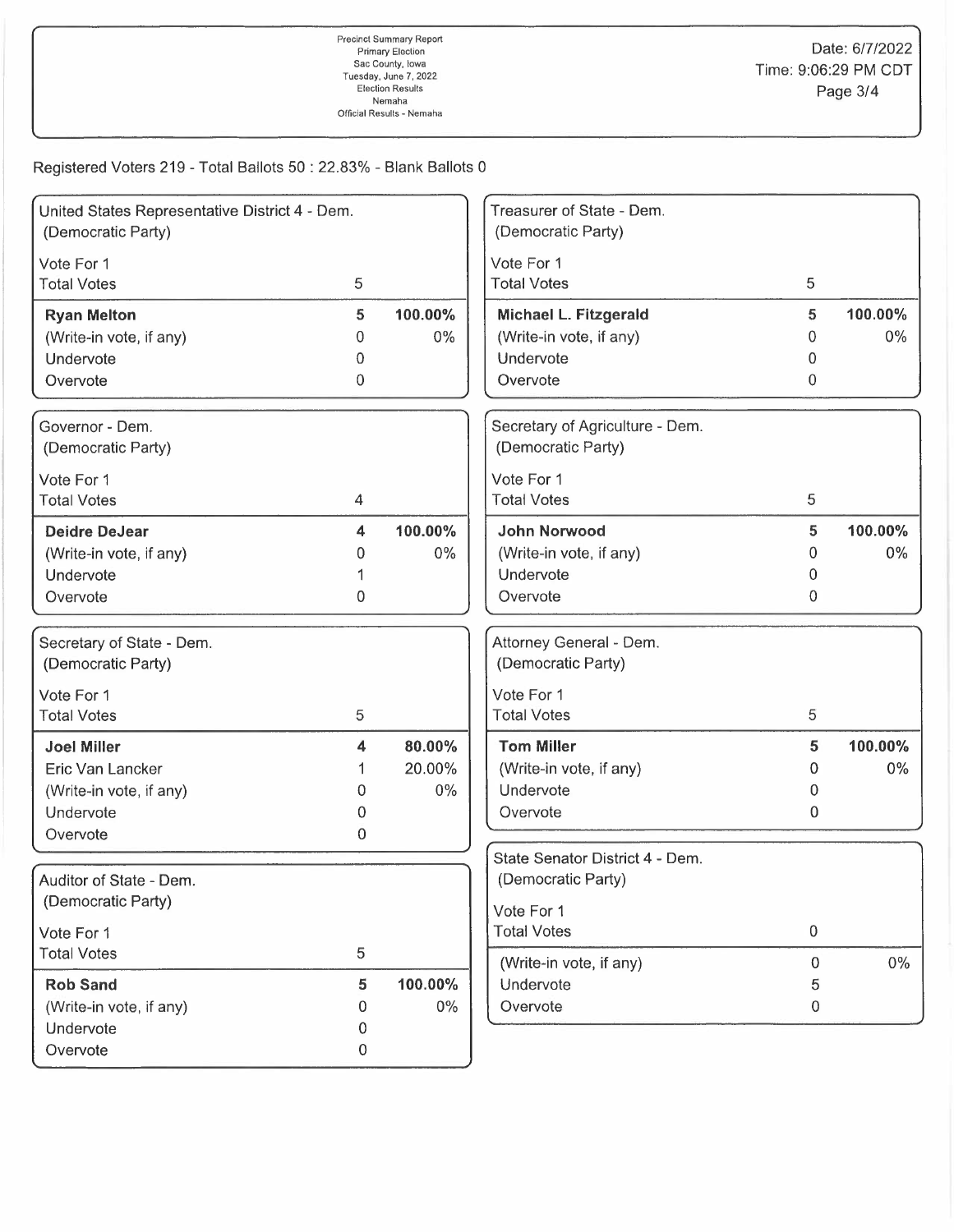Precinct Summary Report
Primary Election
Sac County, Iowa
Tuesday, June 7, 2022
Election Results
Nemaha
Official Results - Nemaha

Date: 6/7/2022
Time: 9:06:29 PM CDT

Registered Voters 219 - Total Ballots 50 : 22.83% - Blank Ballots 0

### United States Representative District 4 - Dem. (Democratic Party)

Vote For 1

| Total Votes | 5 | |
|---|---|---|
| **Ryan Melton** | **5** | **100.00%** |
| (Write-in vote, if any) | 0 | 0% |
| Undervote | 0 | |
| Overvote | 0 | |

### Governor - Dem. (Democratic Party)

Vote For 1

| Total Votes | 4 | |
|---|---|---|
| **Deidre DeJear** | **4** | **100.00%** |
| (Write-in vote, if any) | 0 | 0% |
| Undervote | 1 | |
| Overvote | 0 | |

### Secretary of State - Dem. (Democratic Party)

Vote For 1

| Total Votes | 5 | |
|---|---|---|
| **Joel Miller** | **4** | **80.00%** |
| Eric Van Lancker | 1 | 20.00% |
| (Write-in vote, if any) | 0 | 0% |
| Undervote | 0 | |
| Overvote | 0 | |

### Auditor of State - Dem. (Democratic Party)

Vote For 1

| Total Votes | 5 | |
|---|---|---|
| **Rob Sand** | **5** | **100.00%** |
| (Write-in vote, if any) | 0 | 0% |
| Undervote | 0 | |
| Overvote | 0 | |

### Treasurer of State - Dem. (Democratic Party)

Vote For 1

| Total Votes | 5 | |
|---|---|---|
| **Michael L. Fitzgerald** | **5** | **100.00%** |
| (Write-in vote, if any) | 0 | 0% |
| Undervote | 0 | |
| Overvote | 0 | |

### Secretary of Agriculture - Dem. (Democratic Party)

Vote For 1

| Total Votes | 5 | |
|---|---|---|
| **John Norwood** | **5** | **100.00%** |
| (Write-in vote, if any) | 0 | 0% |
| Undervote | 0 | |
| Overvote | 0 | |

### Attorney General - Dem. (Democratic Party)

Vote For 1

| Total Votes | 5 | |
|---|---|---|
| **Tom Miller** | **5** | **100.00%** |
| (Write-in vote, if any) | 0 | 0% |
| Undervote | 0 | |
| Overvote | 0 | |

### State Senator District 4 - Dem. (Democratic Party)

Vote For 1

| Total Votes | 0 | |
|---|---|---|
| (Write-in vote, if any) | 0 | 0% |
| Undervote | 5 | |
| Overvote | 0 | |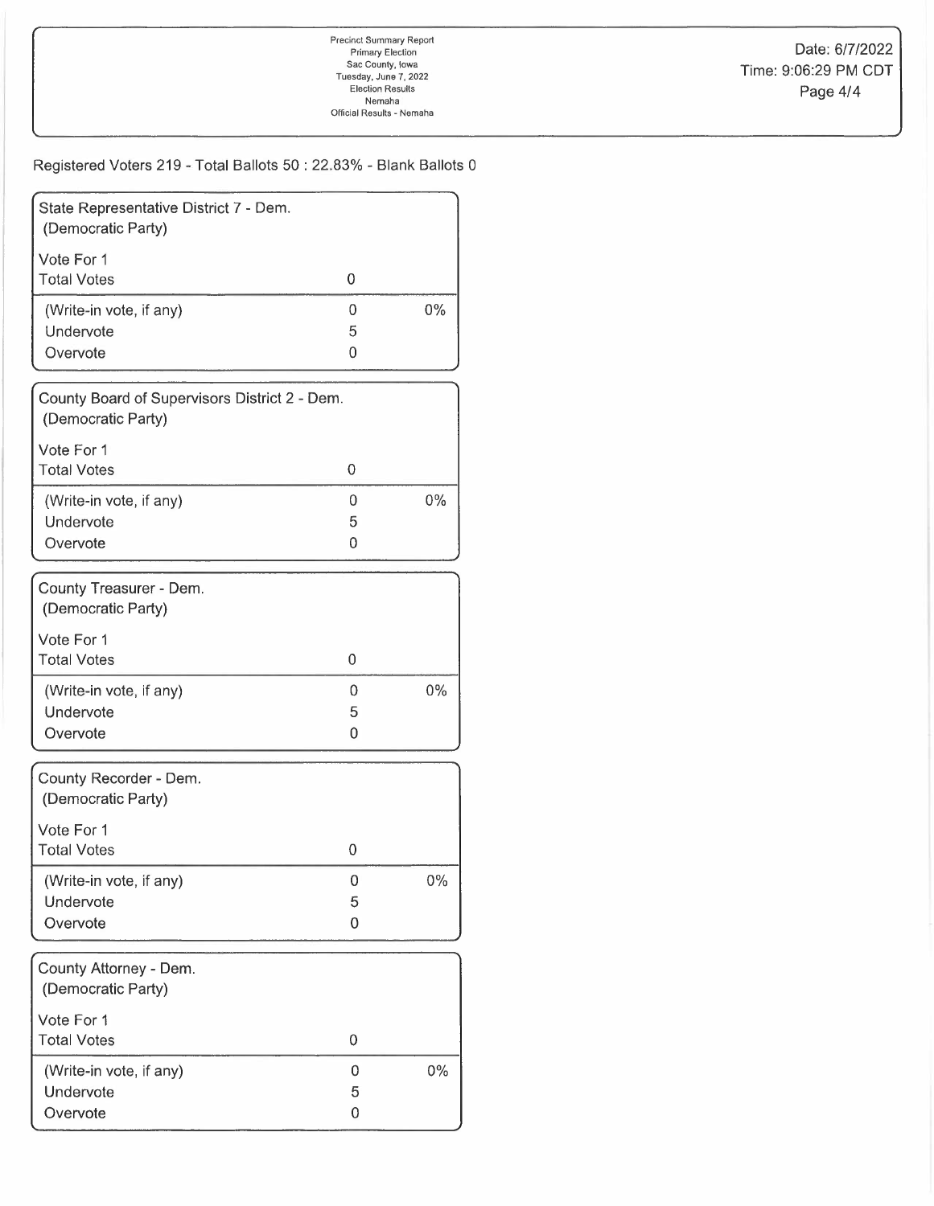Registered Voters 219 - Total Ballots 50 : 22.83% - Blank Ballots 0

| State Representative District 7 - Dem. (Democratic Party) | | |
|---|---|---|
| Vote For 1 | | |
| Total Votes | 0 | |
| (Write-in vote, if any) | 0 | 0% |
| Undervote | 5 | |
| Overvote | 0 | |

| County Board of Supervisors District 2 - Dem. (Democratic Party) | | |
|---|---|---|
| Vote For 1 | | |
| Total Votes | 0 | |
| (Write-in vote, if any) | 0 | 0% |
| Undervote | 5 | |
| Overvote | 0 | |

| County Treasurer - Dem. (Democratic Party) | | |
|---|---|---|
| Vote For 1 | | |
| Total Votes | 0 | |
| (Write-in vote, if any) | 0 | 0% |
| Undervote | 5 | |
| Overvote | 0 | |

| County Recorder - Dem. (Democratic Party) | | |
|---|---|---|
| Vote For 1 | | |
| Total Votes | 0 | |
| (Write-in vote, if any) | 0 | 0% |
| Undervote | 5 | |
| Overvote | 0 | |

| County Attorney - Dem. (Democratic Party) | | |
|---|---|---|
| Vote For 1 | | |
| Total Votes | 0 | |
| (Write-in vote, if any) | 0 | 0% |
| Undervote | 5 | |
| Overvote | 0 | |